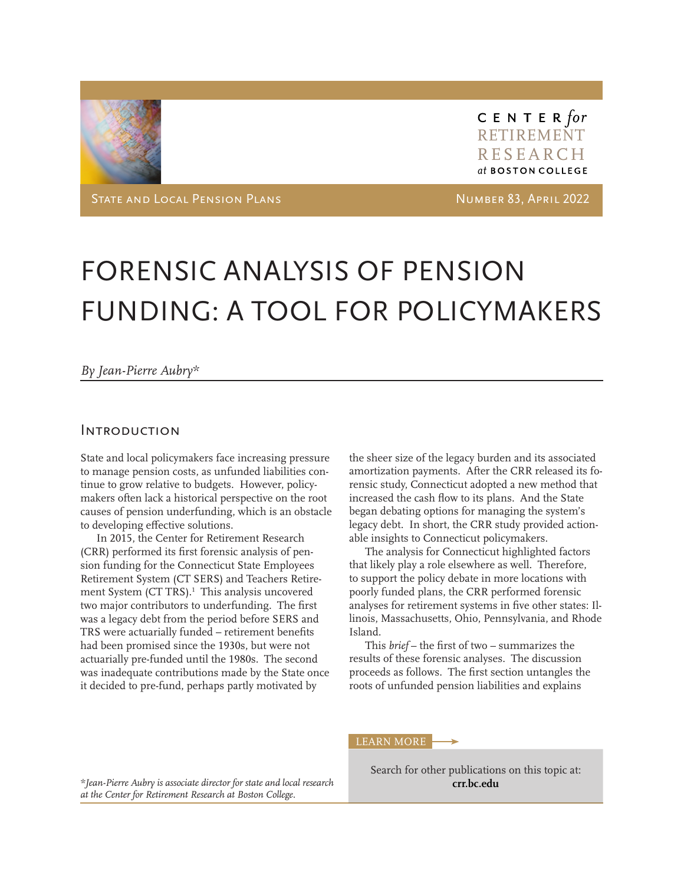CENTER *for* RETIREMENT RESEARCH *at* BOSTON COLLEGE

STATE AND LOCAL PENSION PLANS

NUMBER 83, APRIL 2022

# FORENSIC ANALYSIS OF PENSION FUNDING: A TOOL FOR POLICYMAKERS

*By Jean-Pierre Aubry**

## Introduction

State and local policymakers face increasing pressure to manage pension costs, as unfunded liabilities continue to grow relative to budgets. However, policymakers often lack a historical perspective on the root causes of pension underfunding, which is an obstacle to developing effective solutions.

In 2015, the Center for Retirement Research (CRR) performed its first forensic analysis of pension funding for the Connecticut State Employees Retirement System (CT SERS) and Teachers Retirement System (CT TRS).[1] This analysis uncovered two major contributors to underfunding. The first was a legacy debt from the period before SERS and TRS were actuarially funded – retirement benefits had been promised since the 1930s, but were not actuarially pre-funded until the 1980s. The second was inadequate contributions made by the State once it decided to pre-fund, perhaps partly motivated by the sheer size of the legacy burden and its associated amortization payments. After the CRR released its forensic study, Connecticut adopted a new method that increased the cash flow to its plans. And the State began debating options for managing the system's legacy debt. In short, the CRR study provided actionable insights to Connecticut policymakers.

The analysis for Connecticut highlighted factors that likely play a role elsewhere as well. Therefore, to support the policy debate in more locations with poorly funded plans, the CRR performed forensic analyses for retirement systems in five other states: Illinois, Massachusetts, Ohio, Pennsylvania, and Rhode Island.

This *brief* – the first of two – summarizes the results of these forensic analyses. The discussion proceeds as follows. The first section untangles the roots of unfunded pension liabilities and explains

*\*Jean-Pierre Aubry is associate director for state and local research at the Center for Retirement Research at Boston College.*

LEARN MORE

Search for other publications on this topic at: **crr.bc.edu**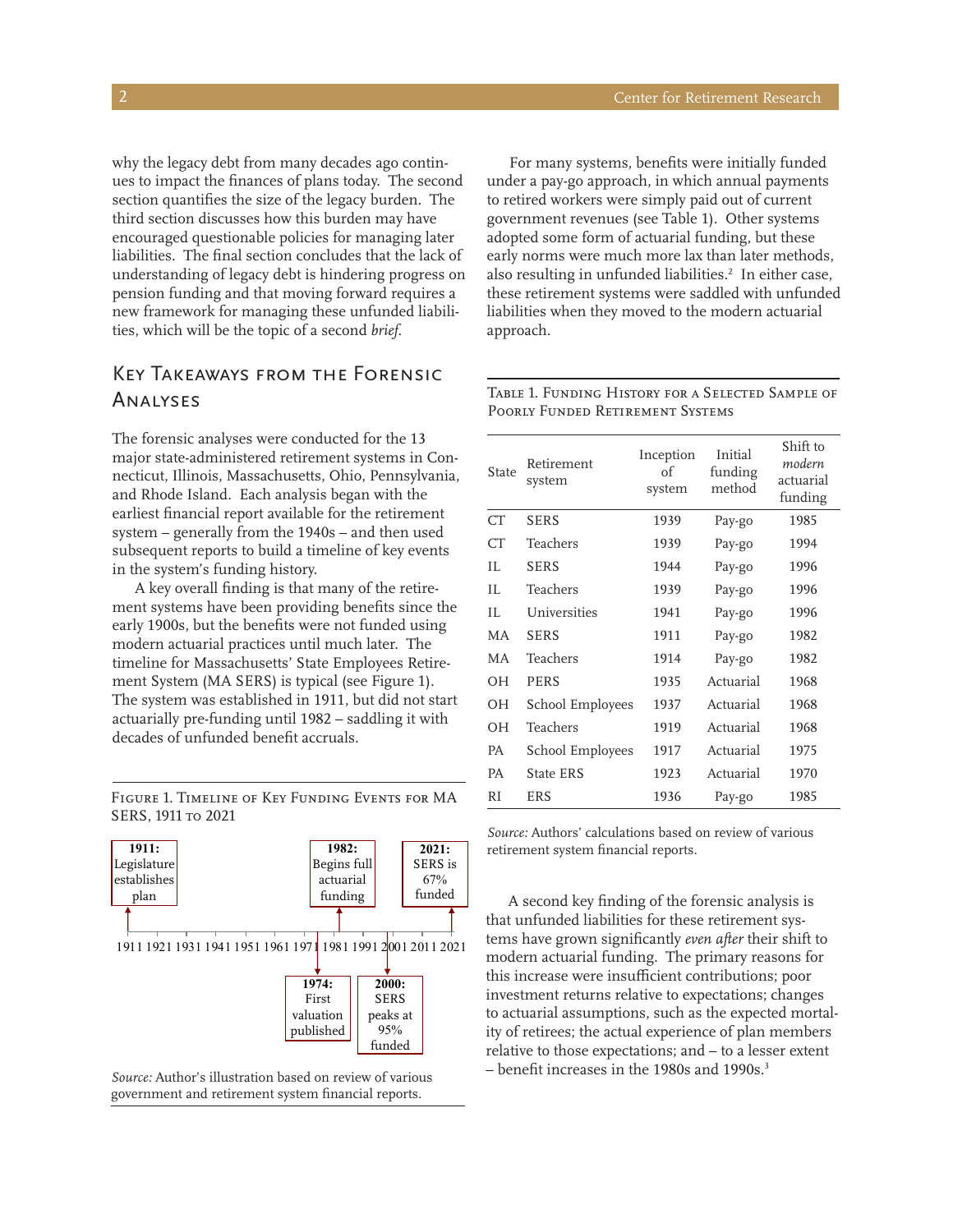why the legacy debt from many decades ago continues to impact the finances of plans today. The second section quantifies the size of the legacy burden. The third section discusses how this burden may have encouraged questionable policies for managing later liabilities. The final section concludes that the lack of understanding of legacy debt is hindering progress on pension funding and that moving forward requires a new framework for managing these unfunded liabilities, which will be the topic of a second *brief*.

## Key Takeaways from the Forensic Analyses

The forensic analyses were conducted for the 13 major state-administered retirement systems in Connecticut, Illinois, Massachusetts, Ohio, Pennsylvania, and Rhode Island. Each analysis began with the earliest financial report available for the retirement system – generally from the 1940s – and then used subsequent reports to build a timeline of key events in the system's funding history.

A key overall finding is that many of the retirement systems have been providing benefits since the early 1900s, but the benefits were not funded using modern actuarial practices until much later. The timeline for Massachusetts' State Employees Retirement System (MA SERS) is typical (see Figure 1). The system was established in 1911, but did not start actuarially pre-funding until 1982 – saddling it with decades of unfunded benefit accruals.

Figure 1. Timeline of Key Funding Events for MA SERS, 1911 to 2021

- **1911:** Legislature establishes plan
- **1974:** First valuation published
- **1982:** Begins full actuarial funding
- **2000:** SERS peaks at 95% funded
- **2021:** SERS is 67% funded

*Source:* Author's illustration based on review of various government and retirement system financial reports.

For many systems, benefits were initially funded under a pay-go approach, in which annual payments to retired workers were simply paid out of current government revenues (see Table 1). Other systems adopted some form of actuarial funding, but these early norms were much more lax than later methods, also resulting in unfunded liabilities.[2] In either case, these retirement systems were saddled with unfunded liabilities when they moved to the modern actuarial approach.

Table 1. Funding History for a Selected Sample of Poorly Funded Retirement Systems

| State | Retirement system | Inception of system | Initial funding method | Shift to *modern* actuarial funding |
|---|---|---|---|---|
| CT | SERS | 1939 | Pay-go | 1985 |
| CT | Teachers | 1939 | Pay-go | 1994 |
| IL | SERS | 1944 | Pay-go | 1996 |
| IL | Teachers | 1939 | Pay-go | 1996 |
| IL | Universities | 1941 | Pay-go | 1996 |
| MA | SERS | 1911 | Pay-go | 1982 |
| MA | Teachers | 1914 | Pay-go | 1982 |
| OH | PERS | 1935 | Actuarial | 1968 |
| OH | School Employees | 1937 | Actuarial | 1968 |
| OH | Teachers | 1919 | Actuarial | 1968 |
| PA | School Employees | 1917 | Actuarial | 1975 |
| PA | State ERS | 1923 | Actuarial | 1970 |
| RI | ERS | 1936 | Pay-go | 1985 |

*Source:* Authors' calculations based on review of various retirement system financial reports.

A second key finding of the forensic analysis is that unfunded liabilities for these retirement systems have grown significantly *even after* their shift to modern actuarial funding. The primary reasons for this increase were insufficient contributions; poor investment returns relative to expectations; changes to actuarial assumptions, such as the expected mortality of retirees; the actual experience of plan members relative to those expectations; and – to a lesser extent – benefit increases in the 1980s and 1990s.[3]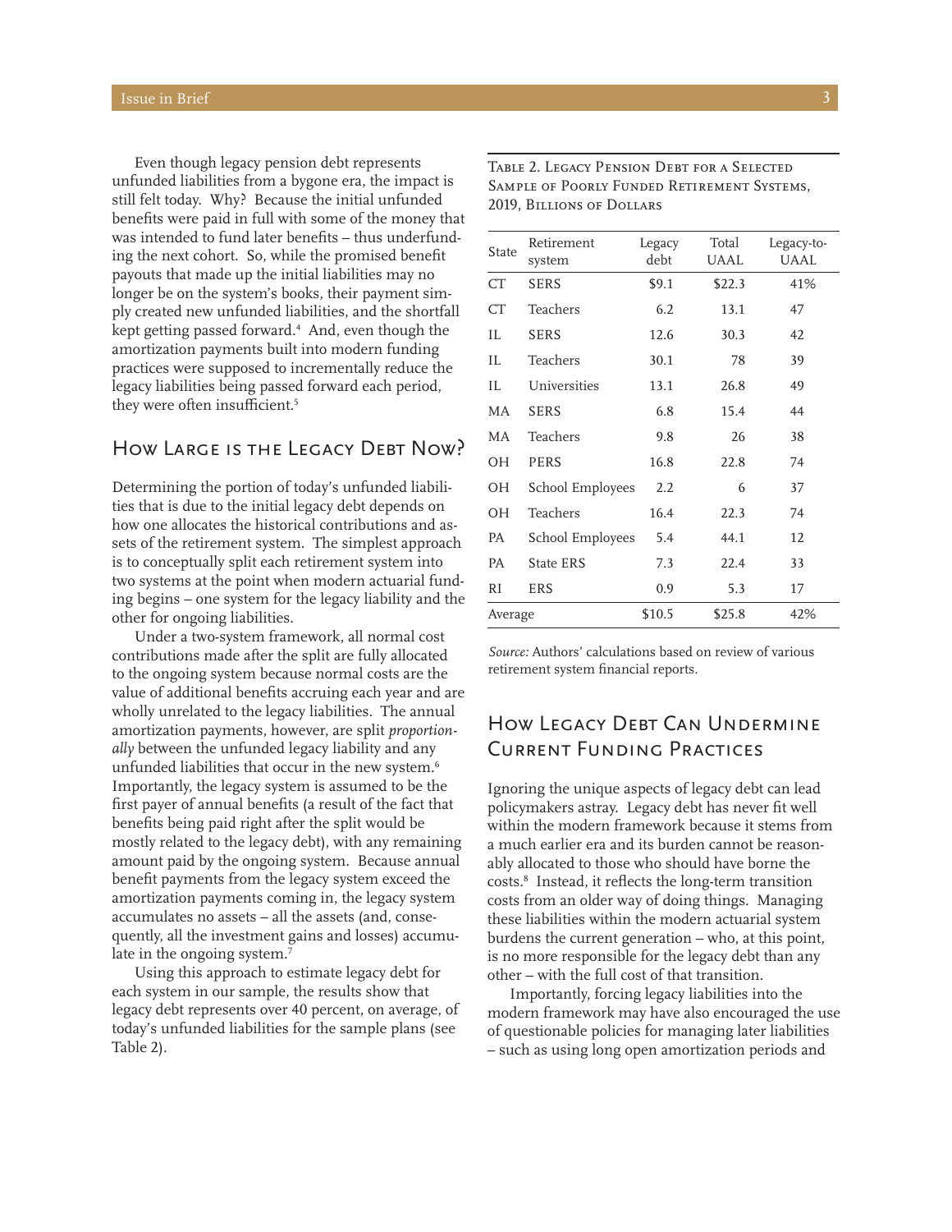Even though legacy pension debt represents unfunded liabilities from a bygone era, the impact is still felt today. Why? Because the initial unfunded benefits were paid in full with some of the money that was intended to fund later benefits – thus underfunding the next cohort. So, while the promised benefit payouts that made up the initial liabilities may no longer be on the system's books, their payment simply created new unfunded liabilities, and the shortfall kept getting passed forward.[4] And, even though the amortization payments built into modern funding practices were supposed to incrementally reduce the legacy liabilities being passed forward each period, they were often insufficient.[5]

## How Large is the Legacy Debt Now?

Determining the portion of today's unfunded liabilities that is due to the initial legacy debt depends on how one allocates the historical contributions and assets of the retirement system. The simplest approach is to conceptually split each retirement system into two systems at the point when modern actuarial funding begins – one system for the legacy liability and the other for ongoing liabilities.

Under a two-system framework, all normal cost contributions made after the split are fully allocated to the ongoing system because normal costs are the value of additional benefits accruing each year and are wholly unrelated to the legacy liabilities. The annual amortization payments, however, are split *proportionally* between the unfunded legacy liability and any unfunded liabilities that occur in the new system.[6] Importantly, the legacy system is assumed to be the first payer of annual benefits (a result of the fact that benefits being paid right after the split would be mostly related to the legacy debt), with any remaining amount paid by the ongoing system. Because annual benefit payments from the legacy system exceed the amortization payments coming in, the legacy system accumulates no assets – all the assets (and, consequently, all the investment gains and losses) accumulate in the ongoing system.[7]

Using this approach to estimate legacy debt for each system in our sample, the results show that legacy debt represents over 40 percent, on average, of today's unfunded liabilities for the sample plans (see Table 2).

Table 2. Legacy Pension Debt for a Selected Sample of Poorly Funded Retirement Systems, 2019, Billions of Dollars

| State | Retirement system | Legacy debt | Total UAAL | Legacy-to-UAAL |
|---|---|---|---|---|
| CT | SERS | $9.1 | $22.3 | 41% |
| CT | Teachers | 6.2 | 13.1 | 47 |
| IL | SERS | 12.6 | 30.3 | 42 |
| IL | Teachers | 30.1 | 78 | 39 |
| IL | Universities | 13.1 | 26.8 | 49 |
| MA | SERS | 6.8 | 15.4 | 44 |
| MA | Teachers | 9.8 | 26 | 38 |
| OH | PERS | 16.8 | 22.8 | 74 |
| OH | School Employees | 2.2 | 6 | 37 |
| OH | Teachers | 16.4 | 22.3 | 74 |
| PA | School Employees | 5.4 | 44.1 | 12 |
| PA | State ERS | 7.3 | 22.4 | 33 |
| RI | ERS | 0.9 | 5.3 | 17 |
| Average | | $10.5 | $25.8 | 42% |

*Source:* Authors' calculations based on review of various retirement system financial reports.

## How Legacy Debt Can Undermine Current Funding Practices

Ignoring the unique aspects of legacy debt can lead policymakers astray. Legacy debt has never fit well within the modern framework because it stems from a much earlier era and its burden cannot be reasonably allocated to those who should have borne the costs.[8] Instead, it reflects the long-term transition costs from an older way of doing things. Managing these liabilities within the modern actuarial system burdens the current generation – who, at this point, is no more responsible for the legacy debt than any other – with the full cost of that transition.

Importantly, forcing legacy liabilities into the modern framework may have also encouraged the use of questionable policies for managing later liabilities – such as using long open amortization periods and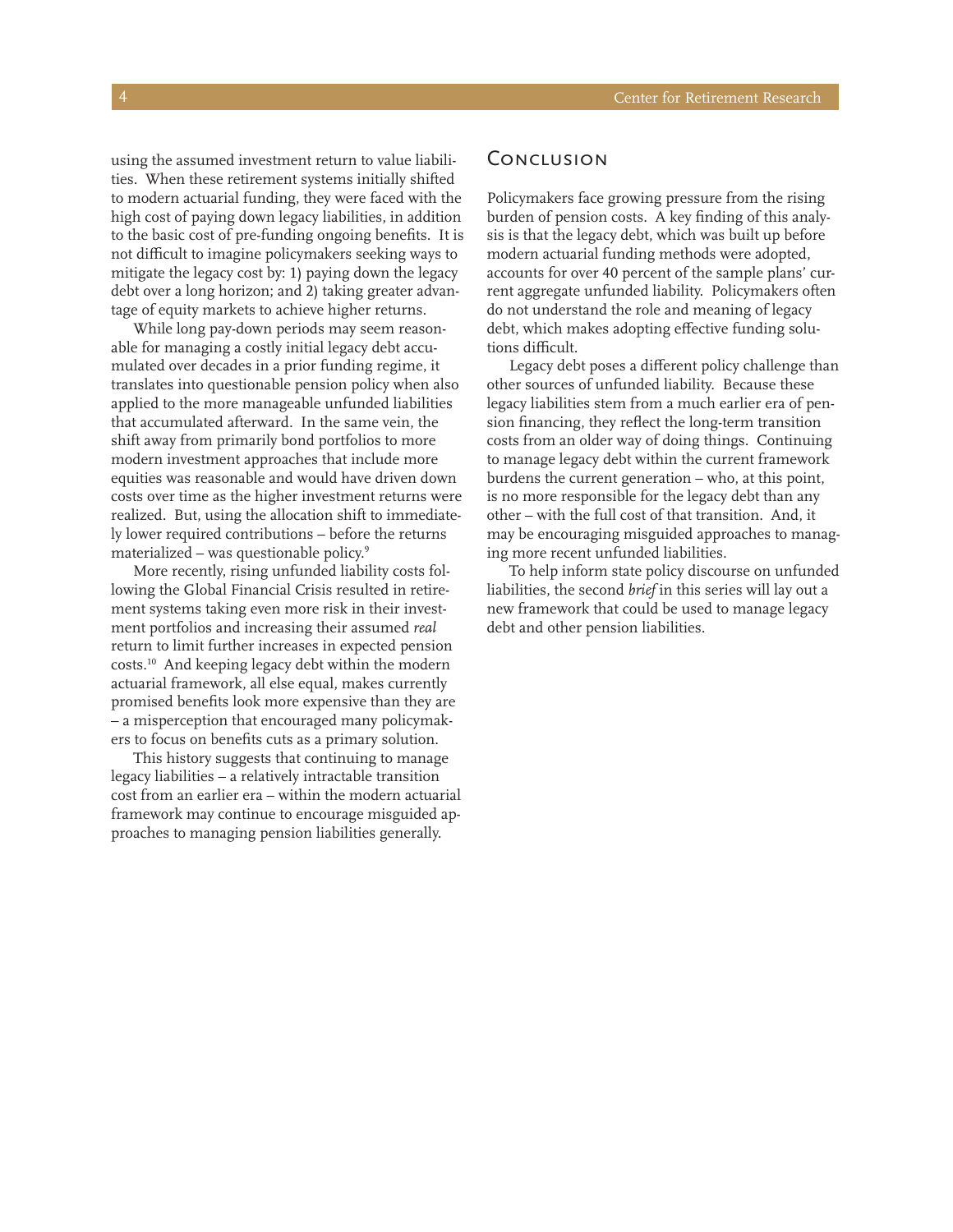using the assumed investment return to value liabilities. When these retirement systems initially shifted to modern actuarial funding, they were faced with the high cost of paying down legacy liabilities, in addition to the basic cost of pre-funding ongoing benefits. It is not difficult to imagine policymakers seeking ways to mitigate the legacy cost by: 1) paying down the legacy debt over a long horizon; and 2) taking greater advantage of equity markets to achieve higher returns.

While long pay-down periods may seem reasonable for managing a costly initial legacy debt accumulated over decades in a prior funding regime, it translates into questionable pension policy when also applied to the more manageable unfunded liabilities that accumulated afterward. In the same vein, the shift away from primarily bond portfolios to more modern investment approaches that include more equities was reasonable and would have driven down costs over time as the higher investment returns were realized. But, using the allocation shift to immediately lower required contributions – before the returns materialized – was questionable policy.[9]

More recently, rising unfunded liability costs following the Global Financial Crisis resulted in retirement systems taking even more risk in their investment portfolios and increasing their assumed *real* return to limit further increases in expected pension costs.[10] And keeping legacy debt within the modern actuarial framework, all else equal, makes currently promised benefits look more expensive than they are – a misperception that encouraged many policymakers to focus on benefits cuts as a primary solution.

This history suggests that continuing to manage legacy liabilities – a relatively intractable transition cost from an earlier era – within the modern actuarial framework may continue to encourage misguided approaches to managing pension liabilities generally.

## Conclusion

Policymakers face growing pressure from the rising burden of pension costs. A key finding of this analysis is that the legacy debt, which was built up before modern actuarial funding methods were adopted, accounts for over 40 percent of the sample plans' current aggregate unfunded liability. Policymakers often do not understand the role and meaning of legacy debt, which makes adopting effective funding solutions difficult.

Legacy debt poses a different policy challenge than other sources of unfunded liability. Because these legacy liabilities stem from a much earlier era of pension financing, they reflect the long-term transition costs from an older way of doing things. Continuing to manage legacy debt within the current framework burdens the current generation – who, at this point, is no more responsible for the legacy debt than any other – with the full cost of that transition. And, it may be encouraging misguided approaches to managing more recent unfunded liabilities.

To help inform state policy discourse on unfunded liabilities, the second *brief* in this series will lay out a new framework that could be used to manage legacy debt and other pension liabilities.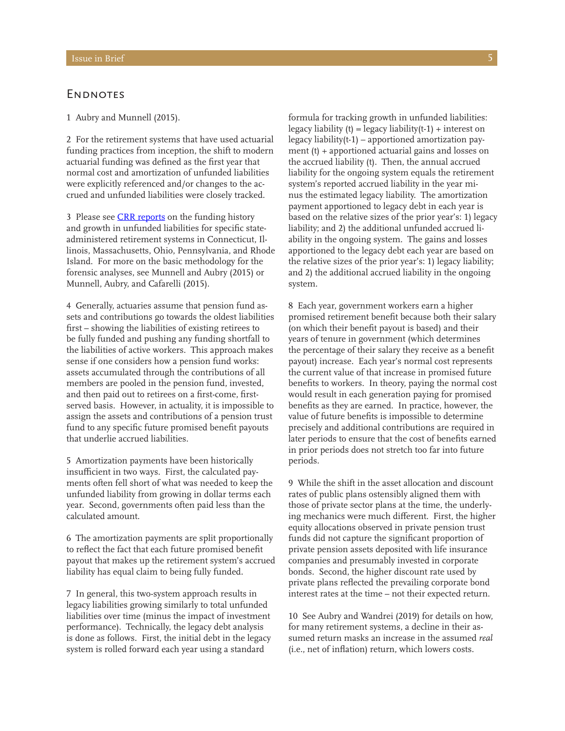## Endnotes

1 Aubry and Munnell (2015).

2 For the retirement systems that have used actuarial funding practices from inception, the shift to modern actuarial funding was defined as the first year that normal cost and amortization of unfunded liabilities were explicitly referenced and/or changes to the accrued and unfunded liabilities were closely tracked.

3 Please see [CRR reports] on the funding history and growth in unfunded liabilities for specific state-administered retirement systems in Connecticut, Illinois, Massachusetts, Ohio, Pennsylvania, and Rhode Island. For more on the basic methodology for the forensic analyses, see Munnell and Aubry (2015) or Munnell, Aubry, and Cafarelli (2015).

4 Generally, actuaries assume that pension fund assets and contributions go towards the oldest liabilities first – showing the liabilities of existing retirees to be fully funded and pushing any funding shortfall to the liabilities of active workers. This approach makes sense if one considers how a pension fund works: assets accumulated through the contributions of all members are pooled in the pension fund, invested, and then paid out to retirees on a first-come, first-served basis. However, in actuality, it is impossible to assign the assets and contributions of a pension trust fund to any specific future promised benefit payouts that underlie accrued liabilities.

5 Amortization payments have been historically insufficient in two ways. First, the calculated payments often fell short of what was needed to keep the unfunded liability from growing in dollar terms each year. Second, governments often paid less than the calculated amount.

6 The amortization payments are split proportionally to reflect the fact that each future promised benefit payout that makes up the retirement system's accrued liability has equal claim to being fully funded.

7 In general, this two-system approach results in legacy liabilities growing similarly to total unfunded liabilities over time (minus the impact of investment performance). Technically, the legacy debt analysis is done as follows. First, the initial debt in the legacy system is rolled forward each year using a standard formula for tracking growth in unfunded liabilities: legacy liability (t) = legacy liability(t-1) + interest on legacy liability(t-1) – apportioned amortization payment (t) + apportioned actuarial gains and losses on the accrued liability (t). Then, the annual accrued liability for the ongoing system equals the retirement system's reported accrued liability in the year minus the estimated legacy liability. The amortization payment apportioned to legacy debt in each year is based on the relative sizes of the prior year's: 1) legacy liability; and 2) the additional unfunded accrued liability in the ongoing system. The gains and losses apportioned to the legacy debt each year are based on the relative sizes of the prior year's: 1) legacy liability; and 2) the additional accrued liability in the ongoing system.

8 Each year, government workers earn a higher promised retirement benefit because both their salary (on which their benefit payout is based) and their years of tenure in government (which determines the percentage of their salary they receive as a benefit payout) increase. Each year's normal cost represents the current value of that increase in promised future benefits to workers. In theory, paying the normal cost would result in each generation paying for promised benefits as they are earned. In practice, however, the value of future benefits is impossible to determine precisely and additional contributions are required in later periods to ensure that the cost of benefits earned in prior periods does not stretch too far into future periods.

9 While the shift in the asset allocation and discount rates of public plans ostensibly aligned them with those of private sector plans at the time, the underlying mechanics were much different. First, the higher equity allocations observed in private pension trust funds did not capture the significant proportion of private pension assets deposited with life insurance companies and presumably invested in corporate bonds. Second, the higher discount rate used by private plans reflected the prevailing corporate bond interest rates at the time – not their expected return.

10 See Aubry and Wandrei (2019) for details on how, for many retirement systems, a decline in their assumed return masks an increase in the assumed *real* (i.e., net of inflation) return, which lowers costs.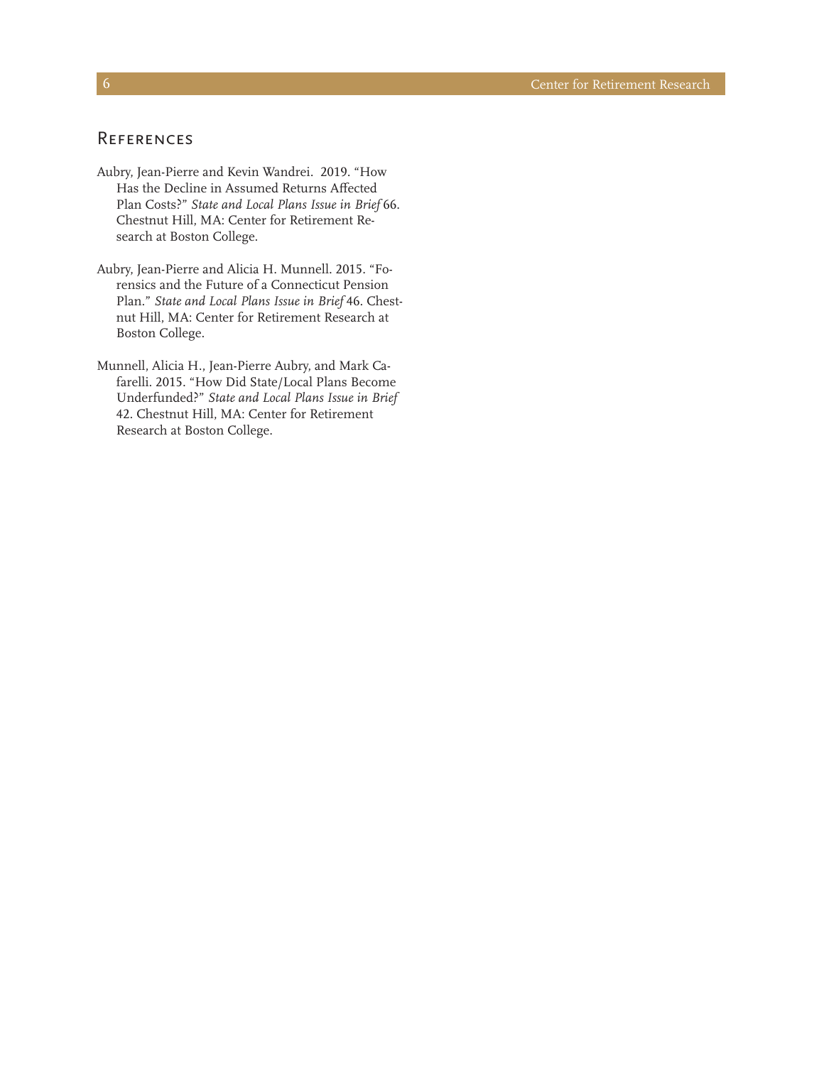## References

Aubry, Jean-Pierre and Kevin Wandrei. 2019. "How Has the Decline in Assumed Returns Affected Plan Costs?" *State and Local Plans Issue in Brief* 66. Chestnut Hill, MA: Center for Retirement Research at Boston College.

Aubry, Jean-Pierre and Alicia H. Munnell. 2015. "Forensics and the Future of a Connecticut Pension Plan." *State and Local Plans Issue in Brief* 46. Chestnut Hill, MA: Center for Retirement Research at Boston College.

Munnell, Alicia H., Jean-Pierre Aubry, and Mark Cafarelli. 2015. "How Did State/Local Plans Become Underfunded?" *State and Local Plans Issue in Brief* 42. Chestnut Hill, MA: Center for Retirement Research at Boston College.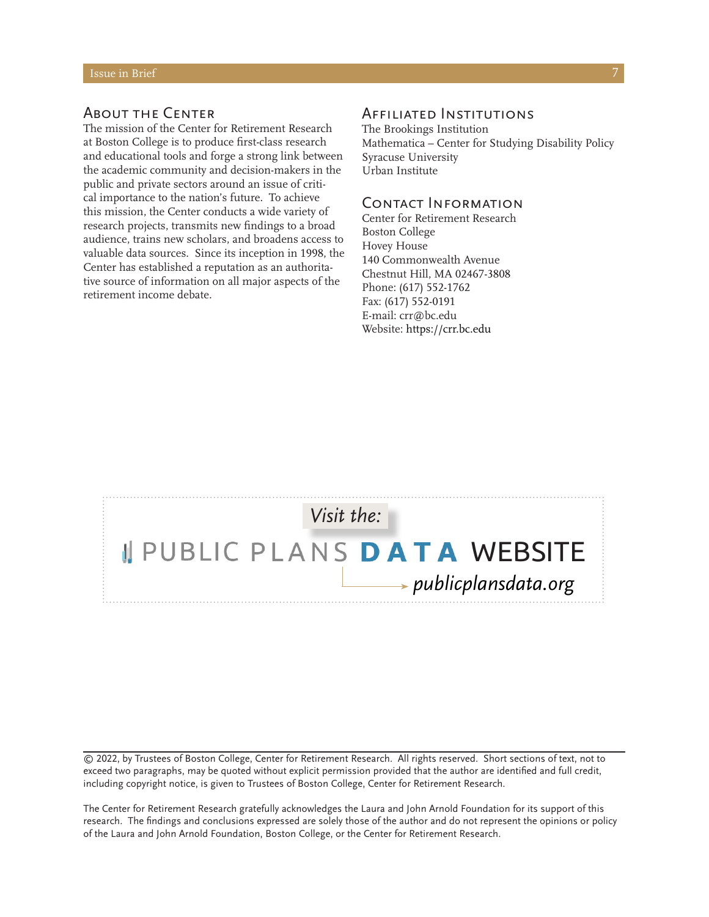## About the Center

The mission of the Center for Retirement Research at Boston College is to produce first-class research and educational tools and forge a strong link between the academic community and decision-makers in the public and private sectors around an issue of critical importance to the nation's future. To achieve this mission, the Center conducts a wide variety of research projects, transmits new findings to a broad audience, trains new scholars, and broadens access to valuable data sources. Since its inception in 1998, the Center has established a reputation as an authoritative source of information on all major aspects of the retirement income debate.

## Affiliated Institutions

The Brookings Institution
Mathematica – Center for Studying Disability Policy
Syracuse University
Urban Institute

## Contact Information

Center for Retirement Research
Boston College
Hovey House
140 Commonwealth Avenue
Chestnut Hill, MA 02467-3808
Phone: (617) 552-1762
Fax: (617) 552-0191
E-mail: crr@bc.edu
Website: https://crr.bc.edu

*Visit the:*

PUBLIC PLANS **DATA** WEBSITE

*publicplansdata.org*

© 2022, by Trustees of Boston College, Center for Retirement Research. All rights reserved. Short sections of text, not to exceed two paragraphs, may be quoted without explicit permission provided that the author are identified and full credit, including copyright notice, is given to Trustees of Boston College, Center for Retirement Research.

The Center for Retirement Research gratefully acknowledges the Laura and John Arnold Foundation for its support of this research. The findings and conclusions expressed are solely those of the author and do not represent the opinions or policy of the Laura and John Arnold Foundation, Boston College, or the Center for Retirement Research.